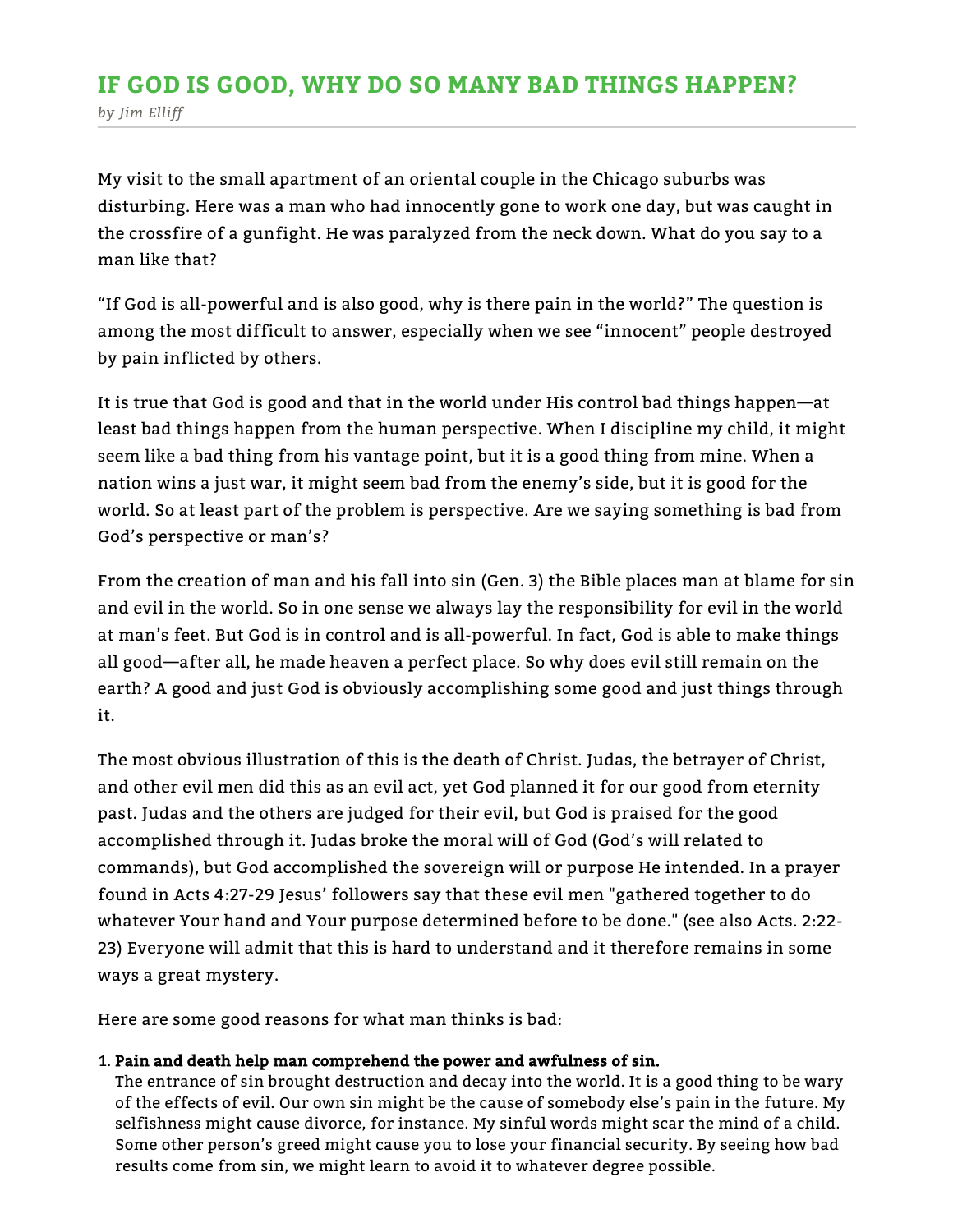# IF GOD IS GOOD, WHY DO SO MANY BAD THINGS HAPPEN?

*by Jim Elliff*

My visit to the small apartment of an oriental couple in the Chicago suburbs was disturbing. Here was a man who had innocently gone to work one day, but was caught in the crossfire of a gunfight. He was paralyzed from the neck down. What do you say to a man like that?

"If God is all-powerful and is also good, why is there pain in the world?" The question is among the most difficult to answer, especially when we see "innocent" people destroyed by pain inflicted by others.

It is true that God is good and that in the world under His control bad things happen—at least bad things happen from the human perspective. When I discipline my child, it might seem like a bad thing from his vantage point, but it is a good thing from mine. When a nation wins a just war, it might seem bad from the enemy's side, but it is good for the world. So at least part of the problem is perspective. Are we saying something is bad from God's perspective or man's?

From the creation of man and his fall into sin (Gen. 3) the Bible places man at blame for sin and evil in the world. So in one sense we always lay the responsibility for evil in the world at man's feet. But God is in control and is all-powerful. In fact, God is able to make things all good—after all, he made heaven a perfect place. So why does evil still remain on the earth? A good and just God is obviously accomplishing some good and just things through it.

The most obvious illustration of this is the death of Christ. Judas, the betrayer of Christ, and other evil men did this as an evil act, yet God planned it for our good from eternity past. Judas and the others are judged for their evil, but God is praised for the good accomplished through it. Judas broke the moral will of God (God's will related to commands), but God accomplished the sovereign will or purpose He intended. In a prayer found in Acts 4:27-29 Jesus' followers say that these evil men "gathered together to do whatever Your hand and Your purpose determined before to be done." (see also Acts. 2:22-23) Everyone will admit that this is hard to understand and it therefore remains in some ways a great mystery.

Here are some good reasons for what man thinks is bad:

1. **Pain and death help man comprehend the power and awfulness of sin.**
   The entrance of sin brought destruction and decay into the world. It is a good thing to be wary of the effects of evil. Our own sin might be the cause of somebody else's pain in the future. My selfishness might cause divorce, for instance. My sinful words might scar the mind of a child. Some other person's greed might cause you to lose your financial security. By seeing how bad results come from sin, we might learn to avoid it to whatever degree possible.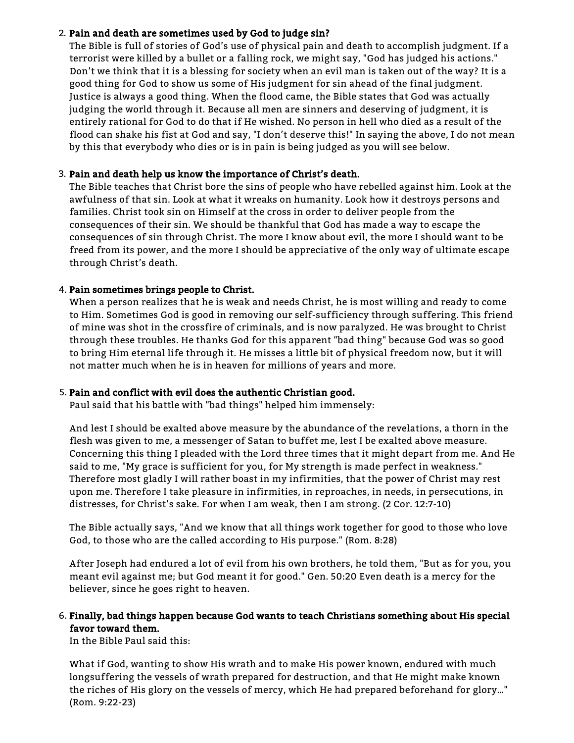2. **Pain and death are sometimes used by God to judge sin?**
   The Bible is full of stories of God's use of physical pain and death to accomplish judgment. If a terrorist were killed by a bullet or a falling rock, we might say, "God has judged his actions." Don't we think that it is a blessing for society when an evil man is taken out of the way? It is a good thing for God to show us some of His judgment for sin ahead of the final judgment. Justice is always a good thing. When the flood came, the Bible states that God was actually judging the world through it. Because all men are sinners and deserving of judgment, it is entirely rational for God to do that if He wished. No person in hell who died as a result of the flood can shake his fist at God and say, "I don't deserve this!" In saying the above, I do not mean by this that everybody who dies or is in pain is being judged as you will see below.

3. **Pain and death help us know the importance of Christ's death.**
   The Bible teaches that Christ bore the sins of people who have rebelled against him. Look at the awfulness of that sin. Look at what it wreaks on humanity. Look how it destroys persons and families. Christ took sin on Himself at the cross in order to deliver people from the consequences of their sin. We should be thankful that God has made a way to escape the consequences of sin through Christ. The more I know about evil, the more I should want to be freed from its power, and the more I should be appreciative of the only way of ultimate escape through Christ's death.

4. **Pain sometimes brings people to Christ.**
   When a person realizes that he is weak and needs Christ, he is most willing and ready to come to Him. Sometimes God is good in removing our self-sufficiency through suffering. This friend of mine was shot in the crossfire of criminals, and is now paralyzed. He was brought to Christ through these troubles. He thanks God for this apparent "bad thing" because God was so good to bring Him eternal life through it. He misses a little bit of physical freedom now, but it will not matter much when he is in heaven for millions of years and more.

5. **Pain and conflict with evil does the authentic Christian good.**
   Paul said that his battle with "bad things" helped him immensely:

   And lest I should be exalted above measure by the abundance of the revelations, a thorn in the flesh was given to me, a messenger of Satan to buffet me, lest I be exalted above measure. Concerning this thing I pleaded with the Lord three times that it might depart from me. And He said to me, "My grace is sufficient for you, for My strength is made perfect in weakness." Therefore most gladly I will rather boast in my infirmities, that the power of Christ may rest upon me. Therefore I take pleasure in infirmities, in reproaches, in needs, in persecutions, in distresses, for Christ's sake. For when I am weak, then I am strong. (2 Cor. 12:7-10)

   The Bible actually says, "And we know that all things work together for good to those who love God, to those who are the called according to His purpose." (Rom. 8:28)

   After Joseph had endured a lot of evil from his own brothers, he told them, "But as for you, you meant evil against me; but God meant it for good." Gen. 50:20 Even death is a mercy for the believer, since he goes right to heaven.

6. **Finally, bad things happen because God wants to teach Christians something about His special favor toward them.**
   In the Bible Paul said this:

   What if God, wanting to show His wrath and to make His power known, endured with much longsuffering the vessels of wrath prepared for destruction, and that He might make known the riches of His glory on the vessels of mercy, which He had prepared beforehand for glory..." (Rom. 9:22-23)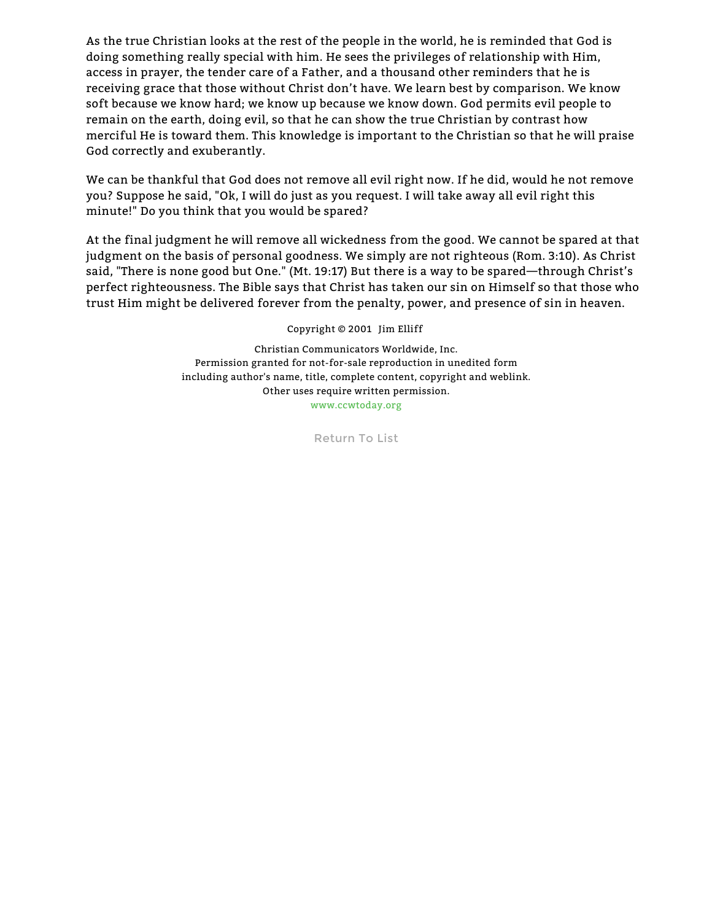As the true Christian looks at the rest of the people in the world, he is reminded that God is doing something really special with him. He sees the privileges of relationship with Him, access in prayer, the tender care of a Father, and a thousand other reminders that he is receiving grace that those without Christ don't have. We learn best by comparison. We know soft because we know hard; we know up because we know down. God permits evil people to remain on the earth, doing evil, so that he can show the true Christian by contrast how merciful He is toward them. This knowledge is important to the Christian so that he will praise God correctly and exuberantly.

We can be thankful that God does not remove all evil right now. If he did, would he not remove you? Suppose he said, "Ok, I will do just as you request. I will take away all evil right this minute!" Do you think that you would be spared?

At the final judgment he will remove all wickedness from the good. We cannot be spared at that judgment on the basis of personal goodness. We simply are not righteous (Rom. 3:10). As Christ said, "There is none good but One." (Mt. 19:17) But there is a way to be spared—through Christ's perfect righteousness. The Bible says that Christ has taken our sin on Himself so that those who trust Him might be delivered forever from the penalty, power, and presence of sin in heaven.

Copyright © 2001 Jim Elliff

Christian Communicators Worldwide, Inc.
Permission granted for not-for-sale reproduction in unedited form
including author's name, title, complete content, copyright and weblink.
Other uses require written permission.
www.ccwtoday.org

Return To List